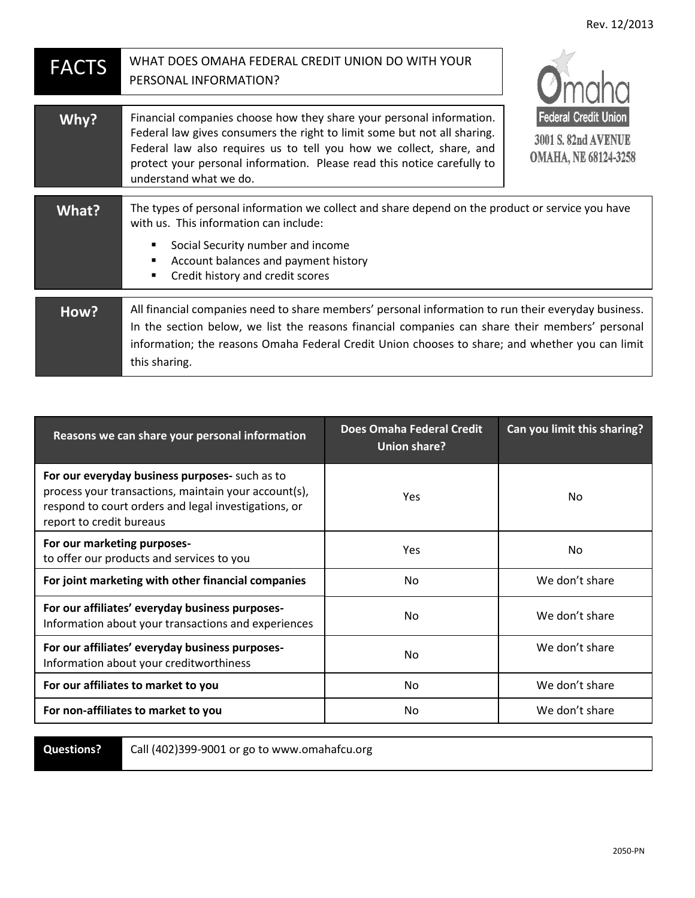Rev. 12/2013

# FACTS — WHAT DOES OMAHA FEDERAL CREDIT UNION DO WITH YOUR PERSONAL INFORMATION?

Omaha Federal Credit Union
3001 S. 82nd AVENUE
OMAHA, NE 68124-3258

**Why?**

Financial companies choose how they share your personal information. Federal law gives consumers the right to limit some but not all sharing. Federal law also requires us to tell you how we collect, share, and protect your personal information. Please read this notice carefully to understand what we do.

**What?**

The types of personal information we collect and share depend on the product or service you have with us. This information can include:

- Social Security number and income
- Account balances and payment history
- Credit history and credit scores

**How?**

All financial companies need to share members' personal information to run their everyday business. In the section below, we list the reasons financial companies can share their members' personal information; the reasons Omaha Federal Credit Union chooses to share; and whether you can limit this sharing.

| Reasons we can share your personal information | Does Omaha Federal Credit Union share? | Can you limit this sharing? |
|---|---|---|
| **For our everyday business purposes-** such as to process your transactions, maintain your account(s), respond to court orders and legal investigations, or report to credit bureaus | Yes | No |
| **For our marketing purposes-** to offer our products and services to you | Yes | No |
| **For joint marketing with other financial companies** | No | We don't share |
| **For our affiliates' everyday business purposes-** Information about your transactions and experiences | No | We don't share |
| **For our affiliates' everyday business purposes-** Information about your creditworthiness | No | We don't share |
| **For our affiliates to market to you** | No | We don't share |
| **For non-affiliates to market to you** | No | We don't share |

**Questions?** Call (402)399-9001 or go to www.omahafcu.org

2050-PN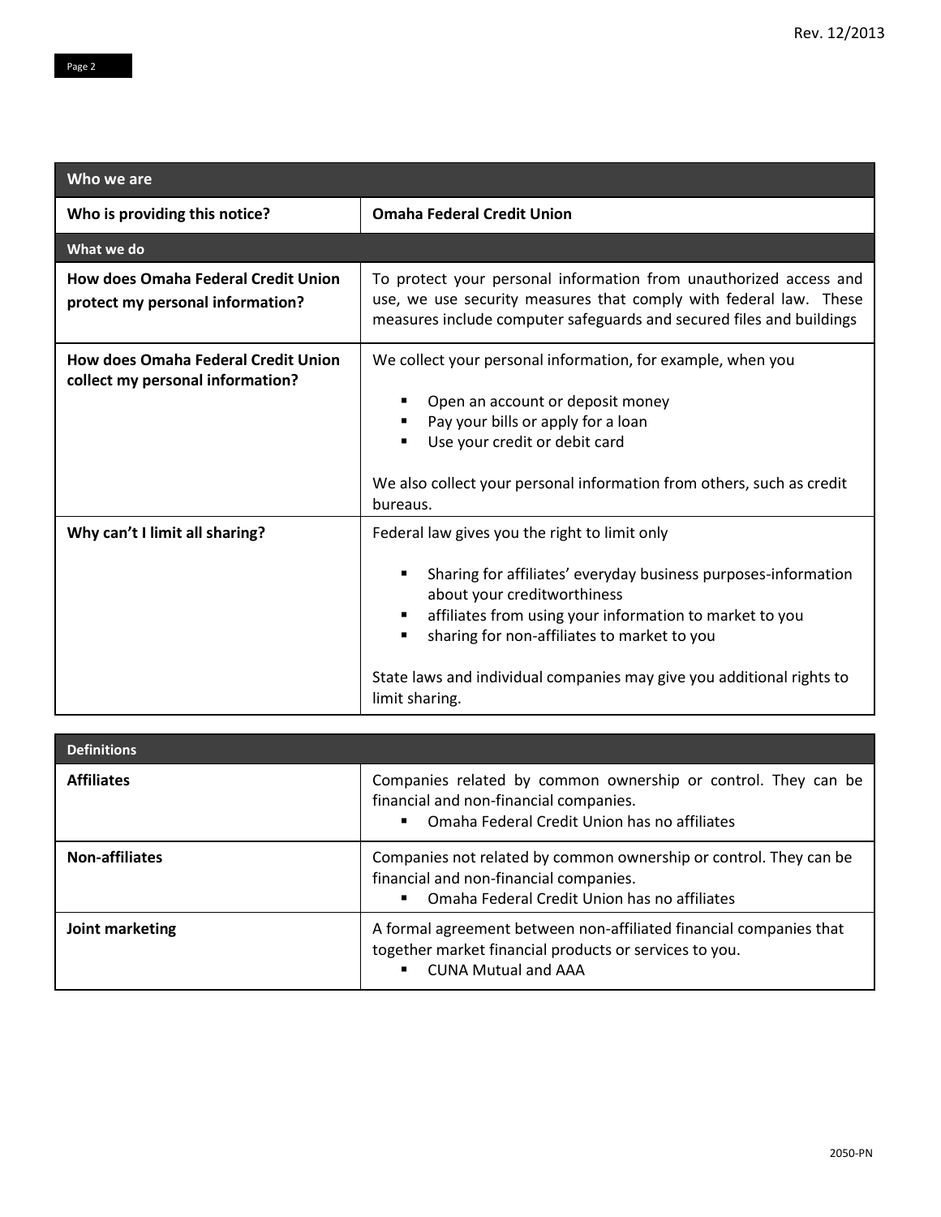| Who we are | |
| --- | --- |
| **Who is providing this notice?** | **Omaha Federal Credit Union** |
| **What we do** | |
| **How does Omaha Federal Credit Union protect my personal information?** | To protect your personal information from unauthorized access and use, we use security measures that comply with federal law. These measures include computer safeguards and secured files and buildings |
| **How does Omaha Federal Credit Union collect my personal information?** | We collect your personal information, for example, when you <ul><li>Open an account or deposit money</li><li>Pay your bills or apply for a loan</li><li>Use your credit or debit card</li></ul> We also collect your personal information from others, such as credit bureaus. |
| **Why can't I limit all sharing?** | Federal law gives you the right to limit only <ul><li>Sharing for affiliates' everyday business purposes-information about your creditworthiness</li><li>affiliates from using your information to market to you</li><li>sharing for non-affiliates to market to you</li></ul> State laws and individual companies may give you additional rights to limit sharing. |

| Definitions | |
| --- | --- |
| **Affiliates** | Companies related by common ownership or control. They can be financial and non-financial companies. <ul><li>Omaha Federal Credit Union has no affiliates</li></ul> |
| **Non-affiliates** | Companies not related by common ownership or control. They can be financial and non-financial companies. <ul><li>Omaha Federal Credit Union has no affiliates</li></ul> |
| **Joint marketing** | A formal agreement between non-affiliated financial companies that together market financial products or services to you. <ul><li>CUNA Mutual and AAA</li></ul> |

2050-PN